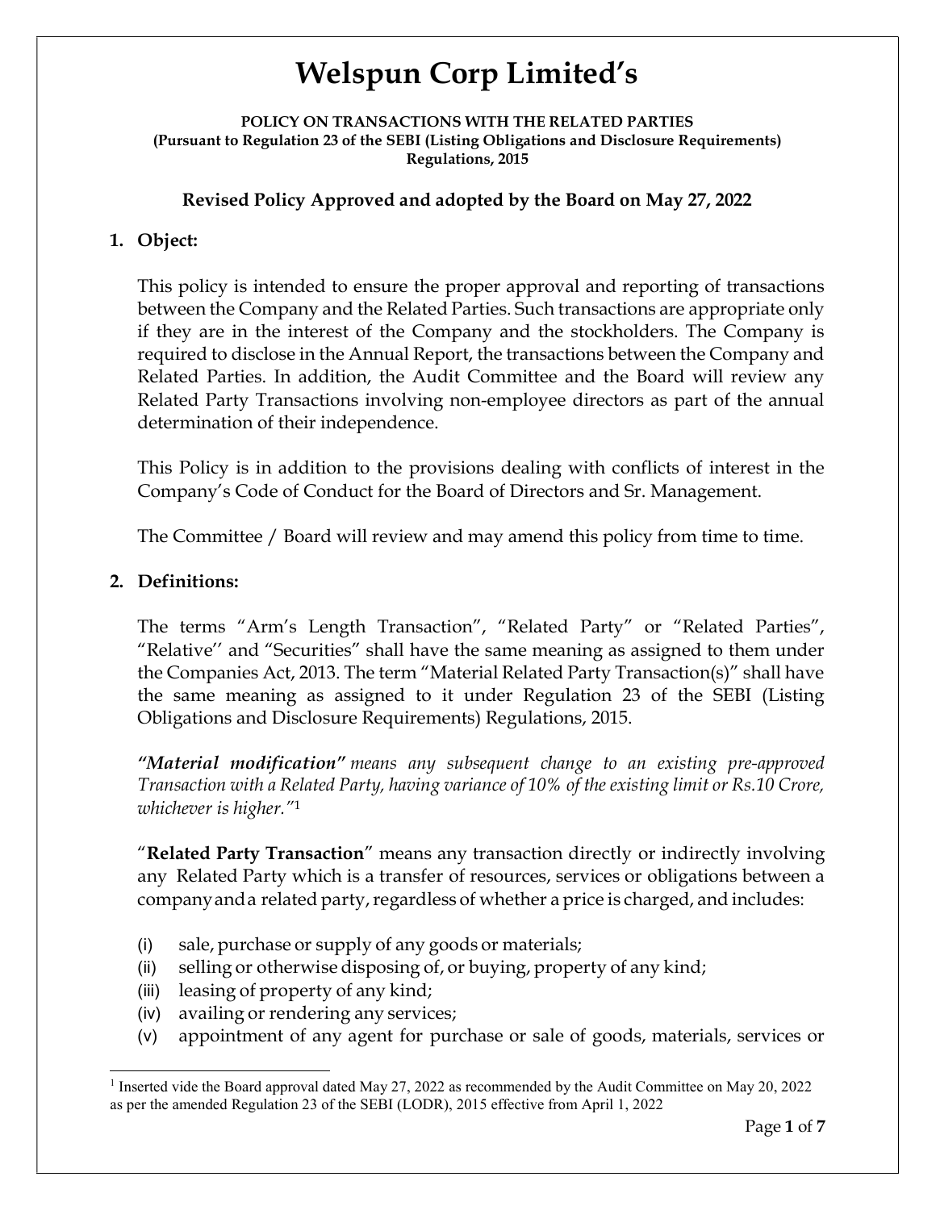# Welspun Corp Limited's

**POLICY ON TRANSACTIONS WITH THE RELATED PARTIES**
**(Pursuant to Regulation 23 of the SEBI (Listing Obligations and Disclosure Requirements) Regulations, 2015**

**Revised Policy Approved and adopted by the Board on May 27, 2022**

## 1. Object:

This policy is intended to ensure the proper approval and reporting of transactions between the Company and the Related Parties. Such transactions are appropriate only if they are in the interest of the Company and the stockholders. The Company is required to disclose in the Annual Report, the transactions between the Company and Related Parties. In addition, the Audit Committee and the Board will review any Related Party Transactions involving non-employee directors as part of the annual determination of their independence.

This Policy is in addition to the provisions dealing with conflicts of interest in the Company's Code of Conduct for the Board of Directors and Sr. Management.

The Committee / Board will review and may amend this policy from time to time.

## 2. Definitions:

The terms "Arm's Length Transaction", "Related Party" or "Related Parties", "Relative'' and "Securities" shall have the same meaning as assigned to them under the Companies Act, 2013. The term "Material Related Party Transaction(s)" shall have the same meaning as assigned to it under Regulation 23 of the SEBI (Listing Obligations and Disclosure Requirements) Regulations, 2015.

***"Material modification"*** *means any subsequent change to an existing pre-approved Transaction with a Related Party, having variance of 10% of the existing limit or Rs.10 Crore, whichever is higher."*[1]

"**Related Party Transaction**" means any transaction directly or indirectly involving any Related Party which is a transfer of resources, services or obligations between a company and a related party, regardless of whether a price is charged, and includes:

(i) sale, purchase or supply of any goods or materials;
(ii) selling or otherwise disposing of, or buying, property of any kind;
(iii) leasing of property of any kind;
(iv) availing or rendering any services;
(v) appointment of any agent for purchase or sale of goods, materials, services or

---

[1] Inserted vide the Board approval dated May 27, 2022 as recommended by the Audit Committee on May 20, 2022 as per the amended Regulation 23 of the SEBI (LODR), 2015 effective from April 1, 2022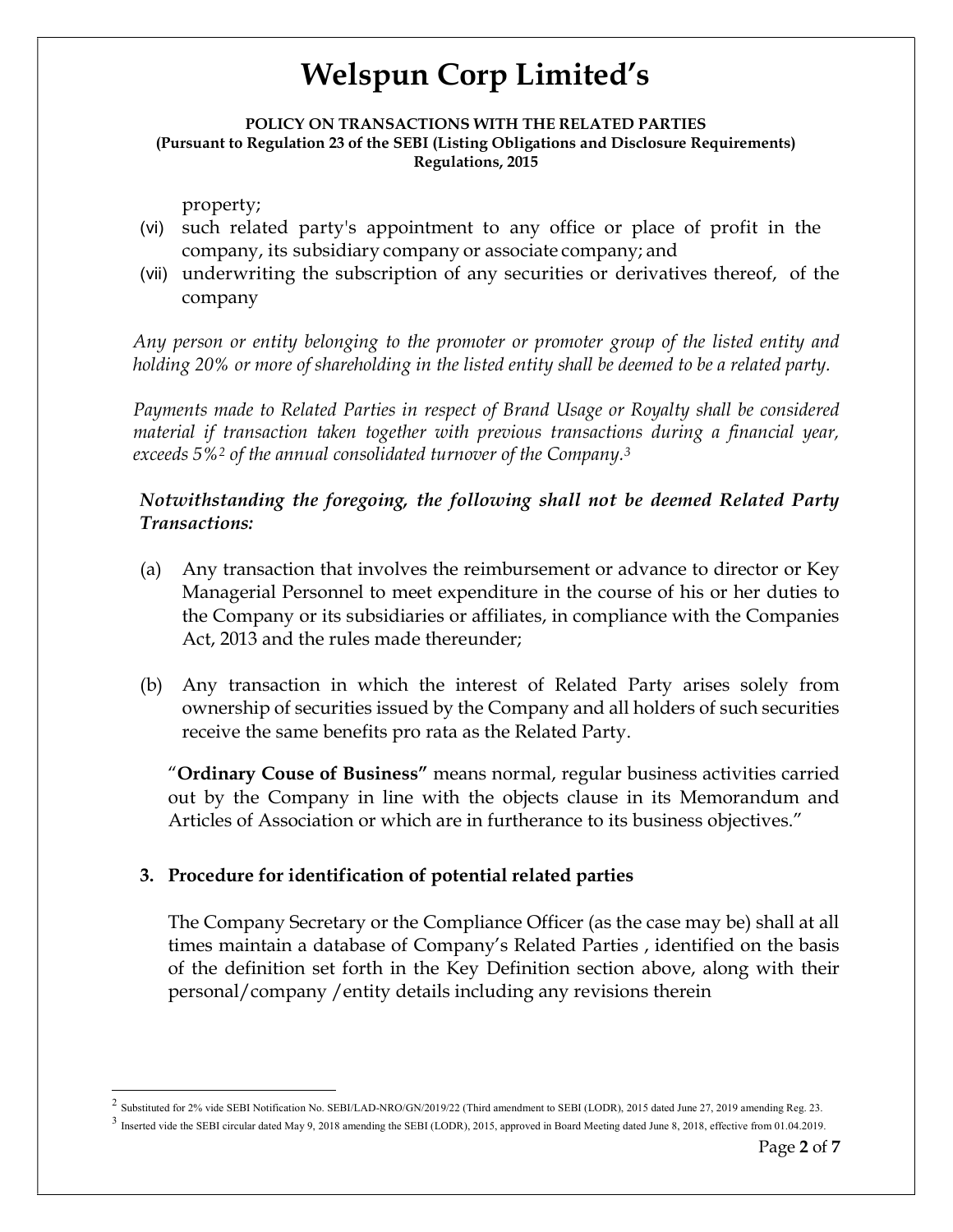property;

(vi) such related party's appointment to any office or place of profit in the company, its subsidiary company or associate company; and

(vii) underwriting the subscription of any securities or derivatives thereof, of the company

*Any person or entity belonging to the promoter or promoter group of the listed entity and holding 20% or more of shareholding in the listed entity shall be deemed to be a related party.*

*Payments made to Related Parties in respect of Brand Usage or Royalty shall be considered material if transaction taken together with previous transactions during a financial year, exceeds 5%[2] of the annual consolidated turnover of the Company.[3]*

***Notwithstanding the foregoing, the following shall not be deemed Related Party Transactions:***

(a) Any transaction that involves the reimbursement or advance to director or Key Managerial Personnel to meet expenditure in the course of his or her duties to the Company or its subsidiaries or affiliates, in compliance with the Companies Act, 2013 and the rules made thereunder;

(b) Any transaction in which the interest of Related Party arises solely from ownership of securities issued by the Company and all holders of such securities receive the same benefits pro rata as the Related Party.

"**Ordinary Couse of Business"** means normal, regular business activities carried out by the Company in line with the objects clause in its Memorandum and Articles of Association or which are in furtherance to its business objectives."

### 3. Procedure for identification of potential related parties

The Company Secretary or the Compliance Officer (as the case may be) shall at all times maintain a database of Company's Related Parties , identified on the basis of the definition set forth in the Key Definition section above, along with their personal/company /entity details including any revisions therein

---

[2] Substituted for 2% vide SEBI Notification No. SEBI/LAD-NRO/GN/2019/22 (Third amendment to SEBI (LODR), 2015 dated June 27, 2019 amending Reg. 23.

[3] Inserted vide the SEBI circular dated May 9, 2018 amending the SEBI (LODR), 2015, approved in Board Meeting dated June 8, 2018, effective from 01.04.2019.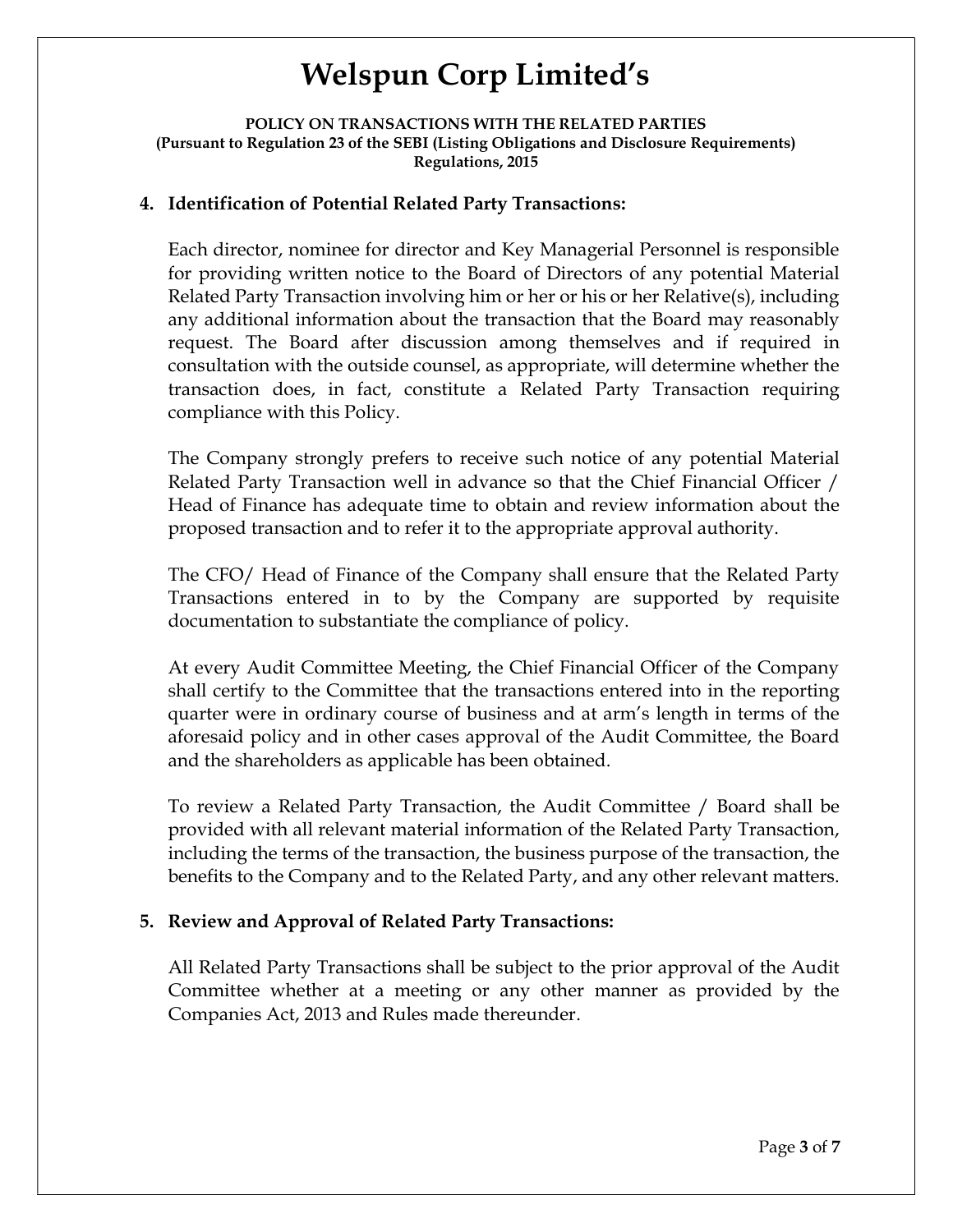**4. Identification of Potential Related Party Transactions:**

Each director, nominee for director and Key Managerial Personnel is responsible for providing written notice to the Board of Directors of any potential Material Related Party Transaction involving him or her or his or her Relative(s), including any additional information about the transaction that the Board may reasonably request. The Board after discussion among themselves and if required in consultation with the outside counsel, as appropriate, will determine whether the transaction does, in fact, constitute a Related Party Transaction requiring compliance with this Policy.

The Company strongly prefers to receive such notice of any potential Material Related Party Transaction well in advance so that the Chief Financial Officer / Head of Finance has adequate time to obtain and review information about the proposed transaction and to refer it to the appropriate approval authority.

The CFO/ Head of Finance of the Company shall ensure that the Related Party Transactions entered in to by the Company are supported by requisite documentation to substantiate the compliance of policy.

At every Audit Committee Meeting, the Chief Financial Officer of the Company shall certify to the Committee that the transactions entered into in the reporting quarter were in ordinary course of business and at arm's length in terms of the aforesaid policy and in other cases approval of the Audit Committee, the Board and the shareholders as applicable has been obtained.

To review a Related Party Transaction, the Audit Committee / Board shall be provided with all relevant material information of the Related Party Transaction, including the terms of the transaction, the business purpose of the transaction, the benefits to the Company and to the Related Party, and any other relevant matters.

**5. Review and Approval of Related Party Transactions:**

All Related Party Transactions shall be subject to the prior approval of the Audit Committee whether at a meeting or any other manner as provided by the Companies Act, 2013 and Rules made thereunder.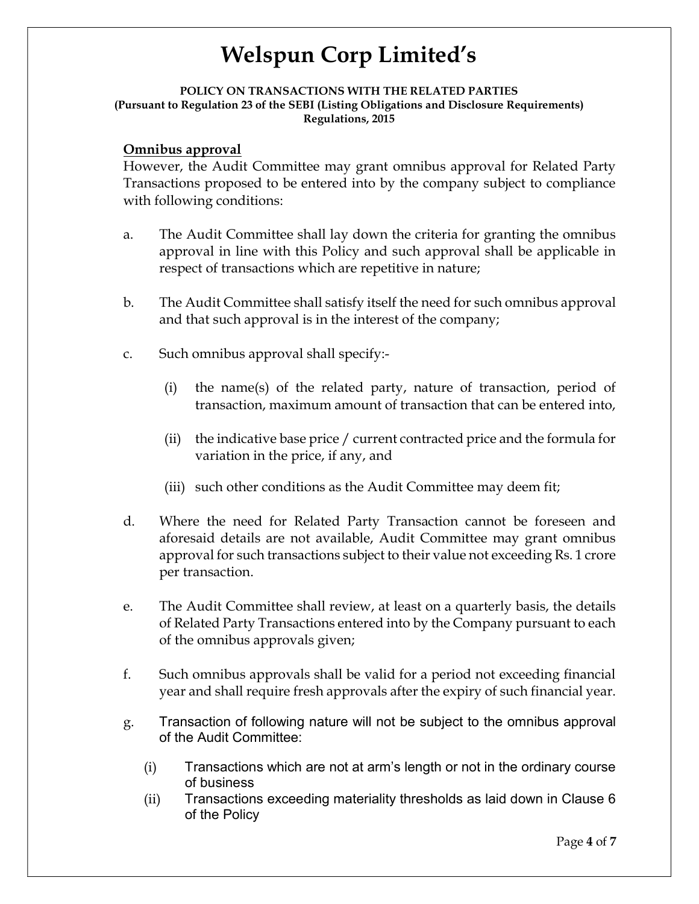**Omnibus approval**

However, the Audit Committee may grant omnibus approval for Related Party Transactions proposed to be entered into by the company subject to compliance with following conditions:

a. The Audit Committee shall lay down the criteria for granting the omnibus approval in line with this Policy and such approval shall be applicable in respect of transactions which are repetitive in nature;

b. The Audit Committee shall satisfy itself the need for such omnibus approval and that such approval is in the interest of the company;

c. Such omnibus approval shall specify:-

   (i) the name(s) of the related party, nature of transaction, period of transaction, maximum amount of transaction that can be entered into,

   (ii) the indicative base price / current contracted price and the formula for variation in the price, if any, and

   (iii) such other conditions as the Audit Committee may deem fit;

d. Where the need for Related Party Transaction cannot be foreseen and aforesaid details are not available, Audit Committee may grant omnibus approval for such transactions subject to their value not exceeding Rs. 1 crore per transaction.

e. The Audit Committee shall review, at least on a quarterly basis, the details of Related Party Transactions entered into by the Company pursuant to each of the omnibus approvals given;

f. Such omnibus approvals shall be valid for a period not exceeding financial year and shall require fresh approvals after the expiry of such financial year.

g. Transaction of following nature will not be subject to the omnibus approval of the Audit Committee:

   (i) Transactions which are not at arm's length or not in the ordinary course of business

   (ii) Transactions exceeding materiality thresholds as laid down in Clause 6 of the Policy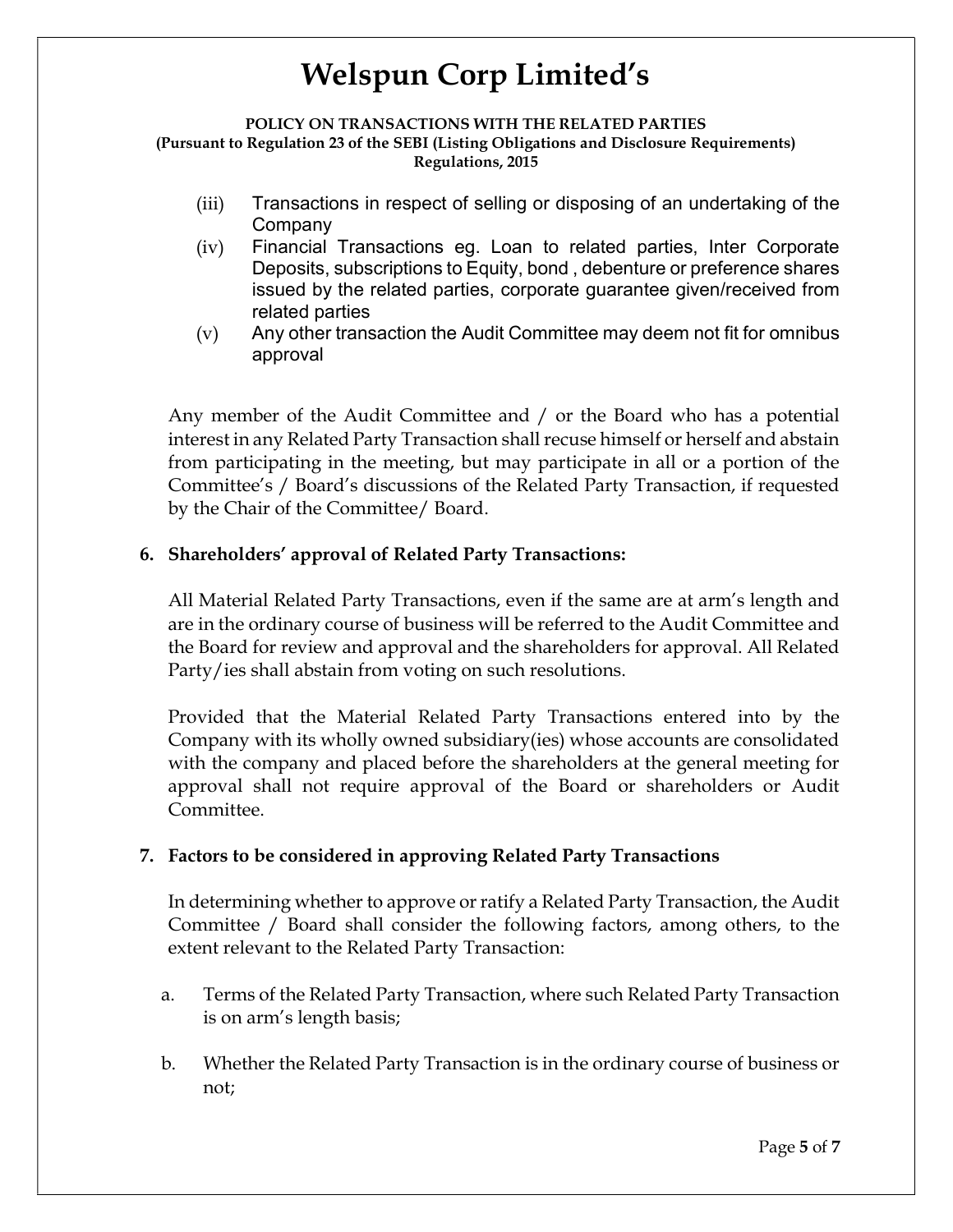(iii) Transactions in respect of selling or disposing of an undertaking of the Company

(iv) Financial Transactions eg. Loan to related parties, Inter Corporate Deposits, subscriptions to Equity, bond , debenture or preference shares issued by the related parties, corporate guarantee given/received from related parties

(v) Any other transaction the Audit Committee may deem not fit for omnibus approval

Any member of the Audit Committee and / or the Board who has a potential interest in any Related Party Transaction shall recuse himself or herself and abstain from participating in the meeting, but may participate in all or a portion of the Committee's / Board's discussions of the Related Party Transaction, if requested by the Chair of the Committee/ Board.

**6. Shareholders' approval of Related Party Transactions:**

All Material Related Party Transactions, even if the same are at arm's length and are in the ordinary course of business will be referred to the Audit Committee and the Board for review and approval and the shareholders for approval. All Related Party/ies shall abstain from voting on such resolutions.

Provided that the Material Related Party Transactions entered into by the Company with its wholly owned subsidiary(ies) whose accounts are consolidated with the company and placed before the shareholders at the general meeting for approval shall not require approval of the Board or shareholders or Audit Committee.

**7. Factors to be considered in approving Related Party Transactions**

In determining whether to approve or ratify a Related Party Transaction, the Audit Committee / Board shall consider the following factors, among others, to the extent relevant to the Related Party Transaction:

a. Terms of the Related Party Transaction, where such Related Party Transaction is on arm's length basis;

b. Whether the Related Party Transaction is in the ordinary course of business or not;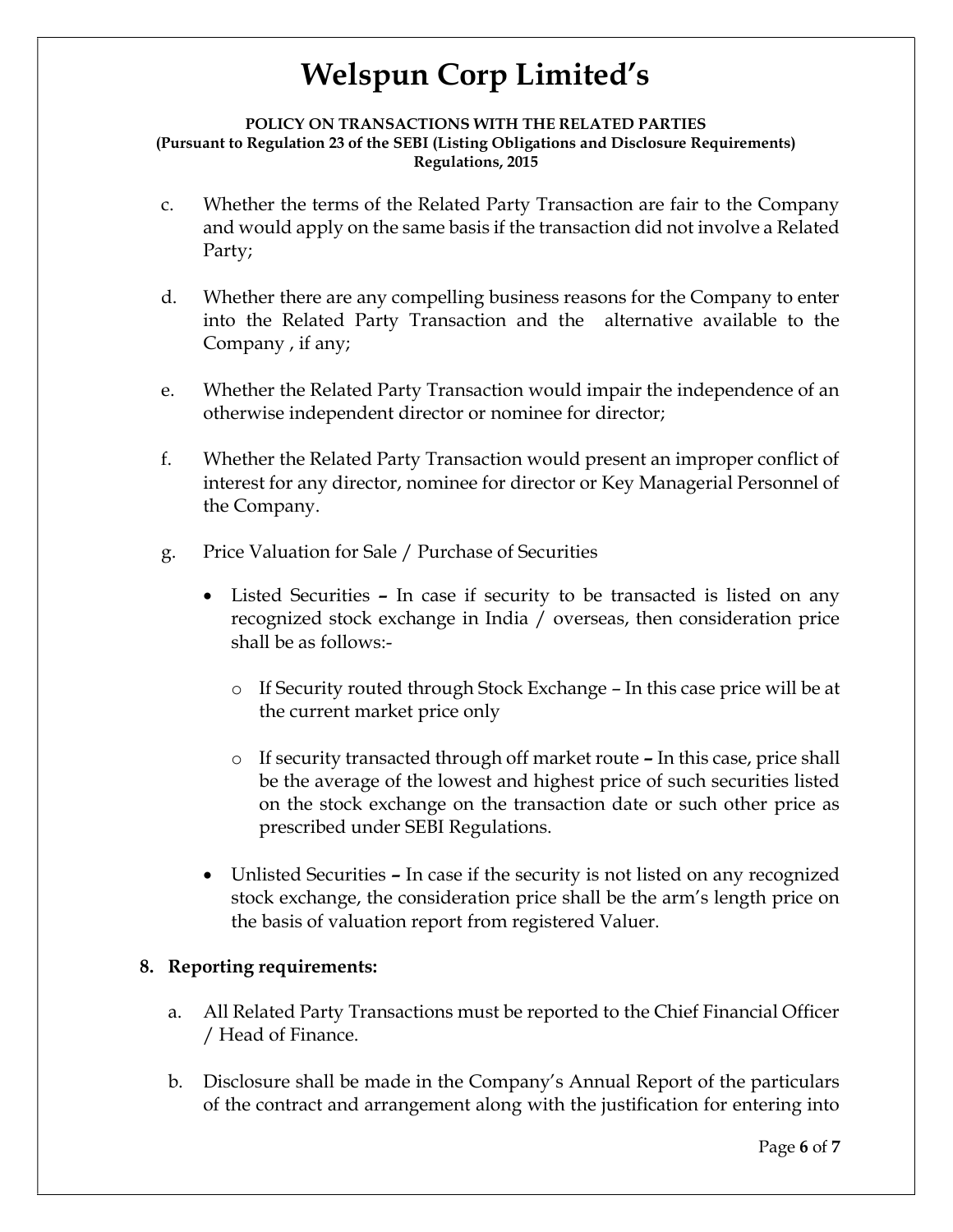c. Whether the terms of the Related Party Transaction are fair to the Company and would apply on the same basis if the transaction did not involve a Related Party;

d. Whether there are any compelling business reasons for the Company to enter into the Related Party Transaction and the alternative available to the Company , if any;

e. Whether the Related Party Transaction would impair the independence of an otherwise independent director or nominee for director;

f. Whether the Related Party Transaction would present an improper conflict of interest for any director, nominee for director or Key Managerial Personnel of the Company.

g. Price Valuation for Sale / Purchase of Securities

   - Listed Securities **–** In case if security to be transacted is listed on any recognized stock exchange in India / overseas, then consideration price shall be as follows:-

     - If Security routed through Stock Exchange – In this case price will be at the current market price only

     - If security transacted through off market route **–** In this case, price shall be the average of the lowest and highest price of such securities listed on the stock exchange on the transaction date or such other price as prescribed under SEBI Regulations.

   - Unlisted Securities **–** In case if the security is not listed on any recognized stock exchange, the consideration price shall be the arm's length price on the basis of valuation report from registered Valuer.

**8. Reporting requirements:**

a. All Related Party Transactions must be reported to the Chief Financial Officer / Head of Finance.

b. Disclosure shall be made in the Company's Annual Report of the particulars of the contract and arrangement along with the justification for entering into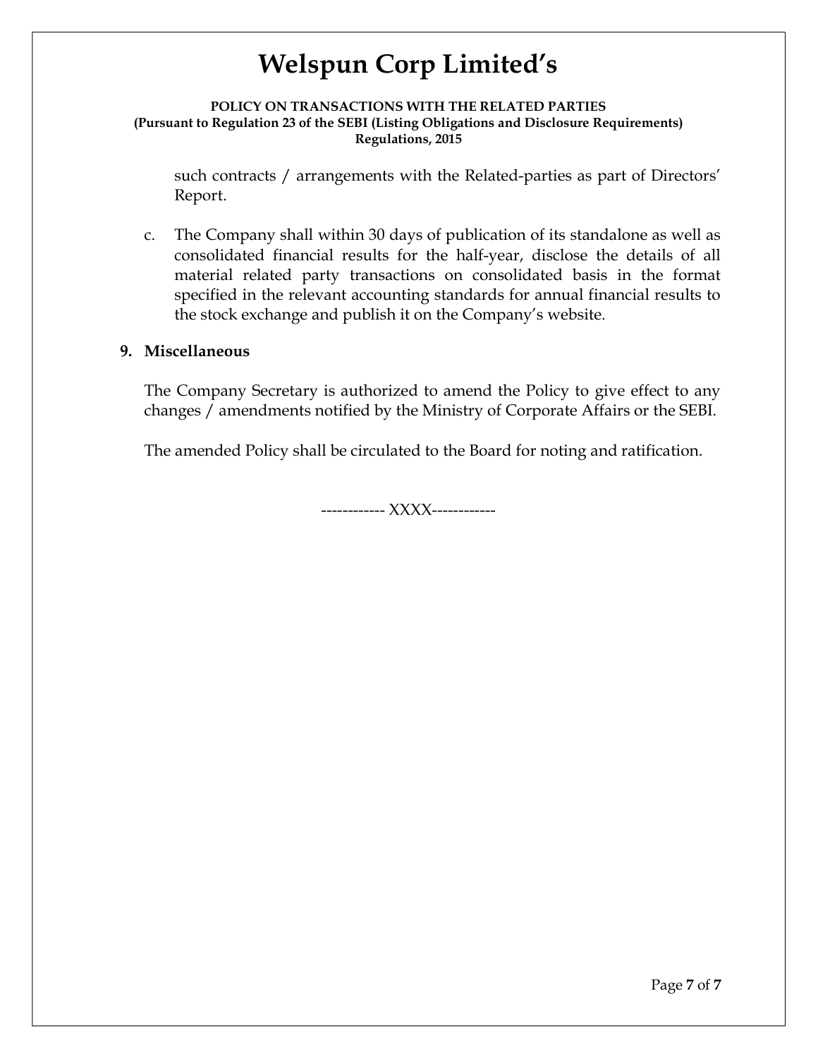such contracts / arrangements with the Related-parties as part of Directors' Report.

c. The Company shall within 30 days of publication of its standalone as well as consolidated financial results for the half-year, disclose the details of all material related party transactions on consolidated basis in the format specified in the relevant accounting standards for annual financial results to the stock exchange and publish it on the Company's website.

**9. Miscellaneous**

The Company Secretary is authorized to amend the Policy to give effect to any changes / amendments notified by the Ministry of Corporate Affairs or the SEBI.

The amended Policy shall be circulated to the Board for noting and ratification.

------------ XXXX------------